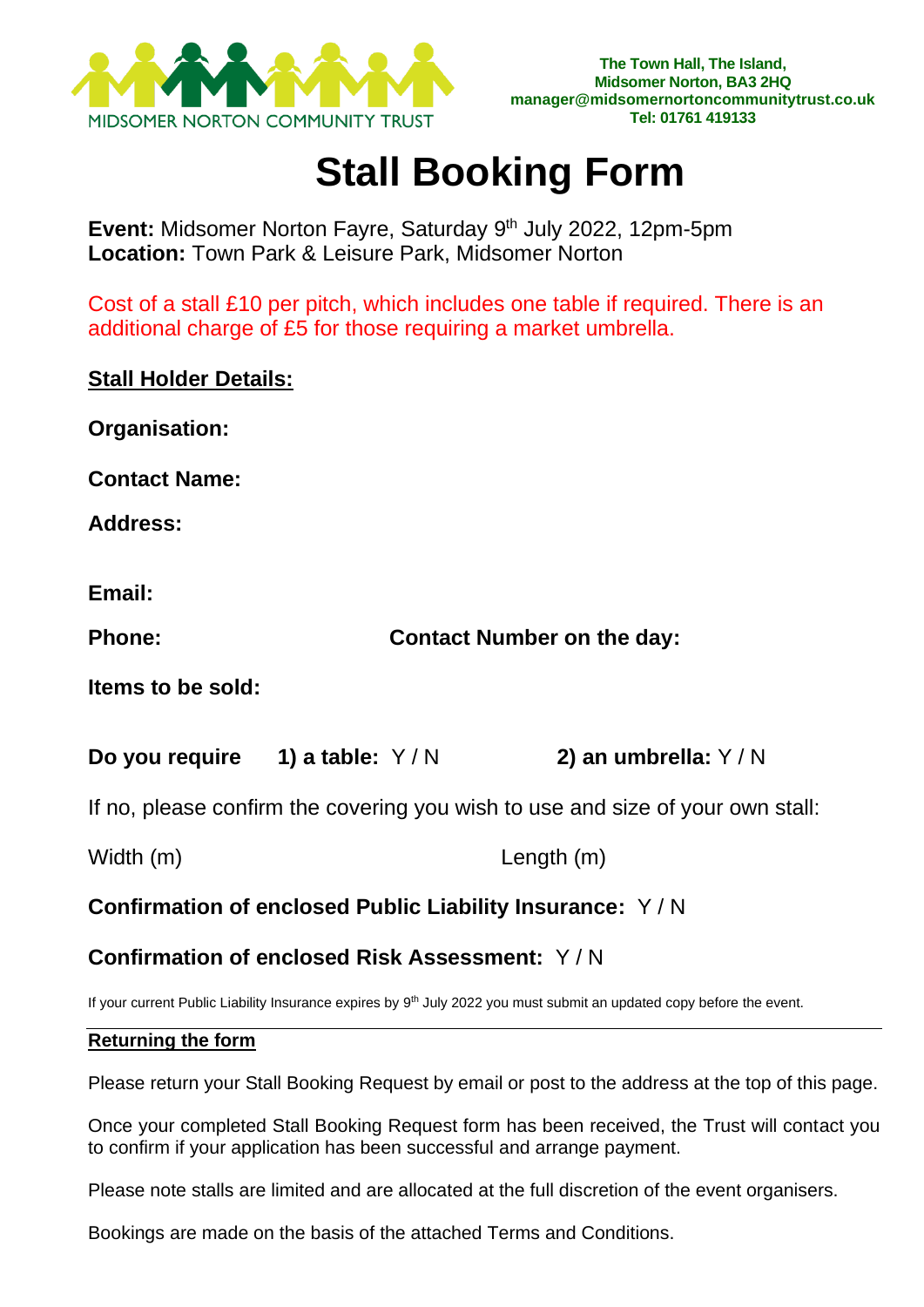MIDSOMER NORTON COMMUNITY TRUST

**The Town Hall, The Island,**
**Midsomer Norton, BA3 2HQ**
**manager@midsomernortoncommunitytrust.co.uk**
**Tel: 01761 419133**

# Stall Booking Form

**Event:** Midsomer Norton Fayre, Saturday 9th July 2022, 12pm-5pm
**Location:** Town Park & Leisure Park, Midsomer Norton

Cost of a stall £10 per pitch, which includes one table if required. There is an additional charge of £5 for those requiring a market umbrella.

**Stall Holder Details:**

**Organisation:**

**Contact Name:**

**Address:**

**Email:**

**Phone:** **Contact Number on the day:**

**Items to be sold:**

**Do you require** **1) a table:** Y / N **2) an umbrella:** Y / N

If no, please confirm the covering you wish to use and size of your own stall:

Width (m) Length (m)

**Confirmation of enclosed Public Liability Insurance:** Y / N

**Confirmation of enclosed Risk Assessment:** Y / N

If your current Public Liability Insurance expires by 9th July 2022 you must submit an updated copy before the event.

**Returning the form**

Please return your Stall Booking Request by email or post to the address at the top of this page.

Once your completed Stall Booking Request form has been received, the Trust will contact you to confirm if your application has been successful and arrange payment.

Please note stalls are limited and are allocated at the full discretion of the event organisers.

Bookings are made on the basis of the attached Terms and Conditions.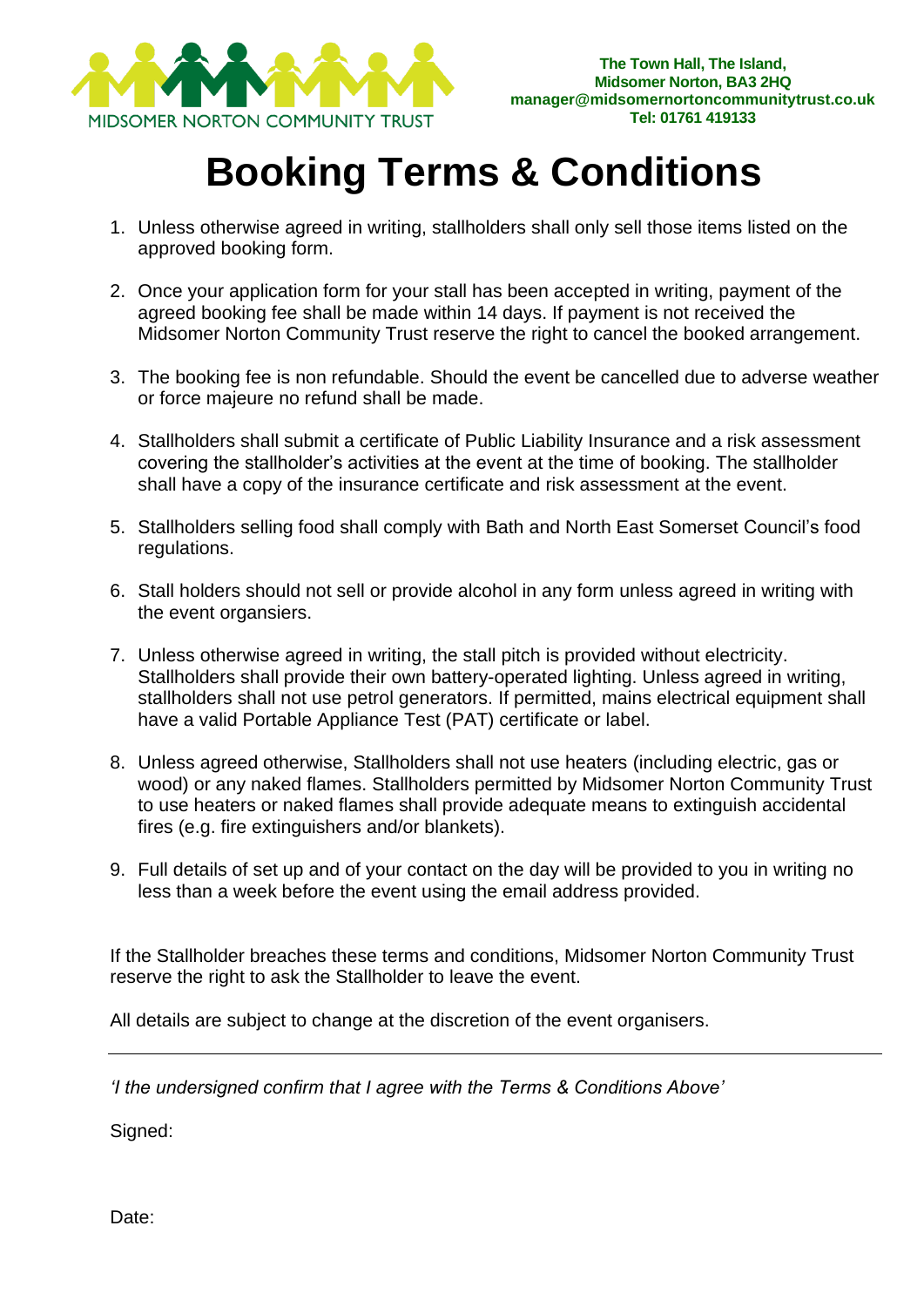MIDSOMER NORTON COMMUNITY TRUST

**The Town Hall, The Island,**
**Midsomer Norton, BA3 2HQ**
**manager@midsomernortoncommunitytrust.co.uk**
**Tel: 01761 419133**

# Booking Terms & Conditions

1. Unless otherwise agreed in writing, stallholders shall only sell those items listed on the approved booking form.

2. Once your application form for your stall has been accepted in writing, payment of the agreed booking fee shall be made within 14 days. If payment is not received the Midsomer Norton Community Trust reserve the right to cancel the booked arrangement.

3. The booking fee is non refundable. Should the event be cancelled due to adverse weather or force majeure no refund shall be made.

4. Stallholders shall submit a certificate of Public Liability Insurance and a risk assessment covering the stallholder's activities at the event at the time of booking. The stallholder shall have a copy of the insurance certificate and risk assessment at the event.

5. Stallholders selling food shall comply with Bath and North East Somerset Council's food regulations.

6. Stall holders should not sell or provide alcohol in any form unless agreed in writing with the event organsiers.

7. Unless otherwise agreed in writing, the stall pitch is provided without electricity. Stallholders shall provide their own battery-operated lighting. Unless agreed in writing, stallholders shall not use petrol generators. If permitted, mains electrical equipment shall have a valid Portable Appliance Test (PAT) certificate or label.

8. Unless agreed otherwise, Stallholders shall not use heaters (including electric, gas or wood) or any naked flames. Stallholders permitted by Midsomer Norton Community Trust to use heaters or naked flames shall provide adequate means to extinguish accidental fires (e.g. fire extinguishers and/or blankets).

9. Full details of set up and of your contact on the day will be provided to you in writing no less than a week before the event using the email address provided.

If the Stallholder breaches these terms and conditions, Midsomer Norton Community Trust reserve the right to ask the Stallholder to leave the event.

All details are subject to change at the discretion of the event organisers.

---

*'I the undersigned confirm that I agree with the Terms & Conditions Above'*

Signed:

Date: